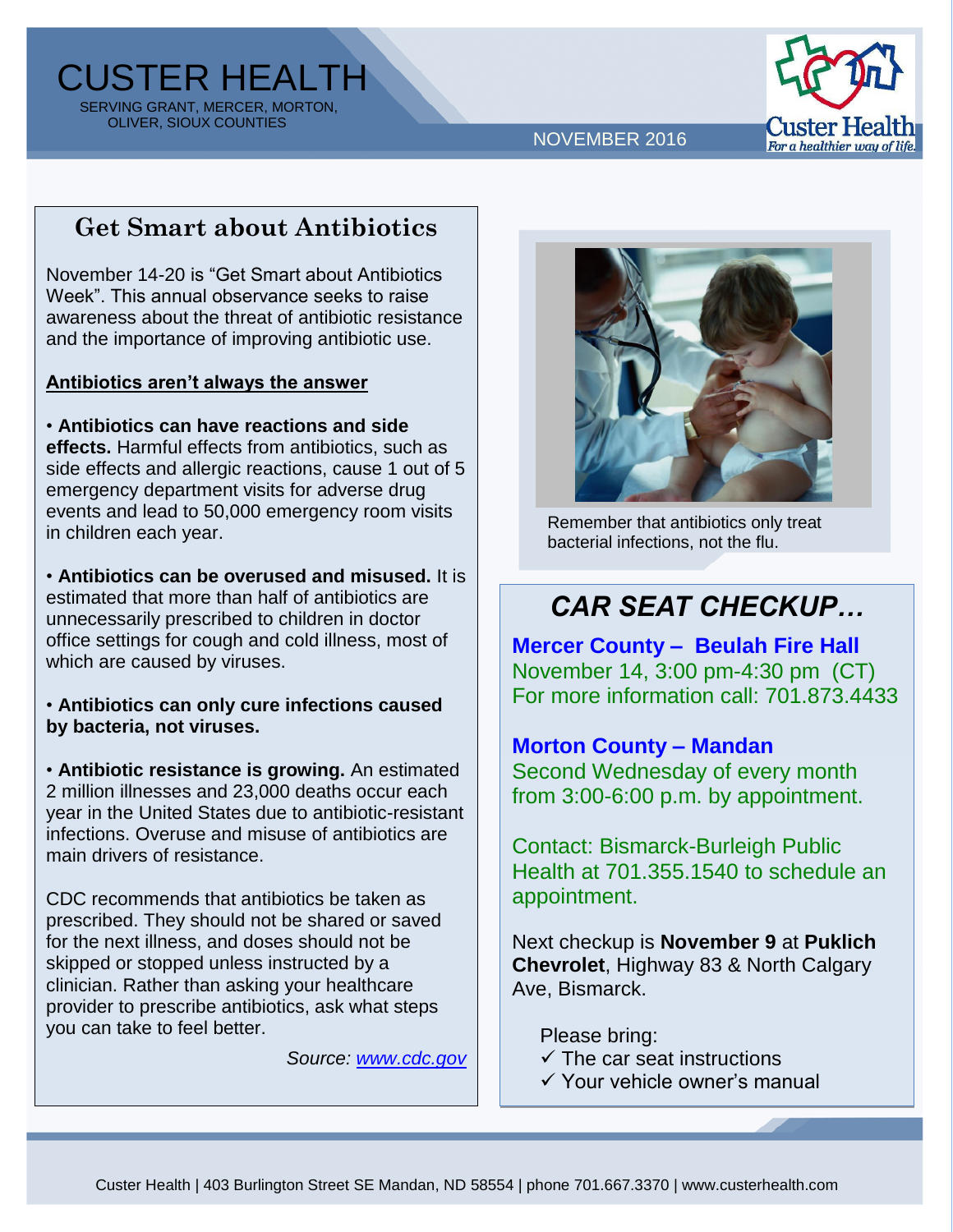# CUSTER HEALTH

SERVING GRANT, MERCER, MORTON, OLIVER, SIOUX COUNTIES

NOVEMBER 2016

## Get Smart about Antibiotics

November 14-20 is “Get Smart about Antibiotics Week”. This annual observance seeks to raise awareness about the threat of antibiotic resistance and the importance of improving antibiotic use.

**Antibiotics aren’t always the answer**

- **Antibiotics can have reactions and side effects.** Harmful effects from antibiotics, such as side effects and allergic reactions, cause 1 out of 5 emergency department visits for adverse drug events and lead to 50,000 emergency room visits in children each year.

- **Antibiotics can be overused and misused.** It is estimated that more than half of antibiotics are unnecessarily prescribed to children in doctor office settings for cough and cold illness, most of which are caused by viruses.

- **Antibiotics can only cure infections caused by bacteria, not viruses.**

- **Antibiotic resistance is growing.** An estimated 2 million illnesses and 23,000 deaths occur each year in the United States due to antibiotic-resistant infections. Overuse and misuse of antibiotics are main drivers of resistance.

CDC recommends that antibiotics be taken as prescribed. They should not be shared or saved for the next illness, and doses should not be skipped or stopped unless instructed by a clinician. Rather than asking your healthcare provider to prescribe antibiotics, ask what steps you can take to feel better.

*Source: www.cdc.gov*

Remember that antibiotics only treat bacterial infections, not the flu.

## *CAR SEAT CHECKUP…*

**Mercer County – Beulah Fire Hall**
November 14, 3:00 pm-4:30 pm (CT)
For more information call: 701.873.4433

**Morton County – Mandan**
Second Wednesday of every month from 3:00-6:00 p.m. by appointment.

Contact: Bismarck-Burleigh Public Health at 701.355.1540 to schedule an appointment.

Next checkup is **November 9** at **Puklich Chevrolet**, Highway 83 & North Calgary Ave, Bismarck.

Please bring:

- ✓ The car seat instructions
- ✓ Your vehicle owner’s manual

Custer Health | 403 Burlington Street SE Mandan, ND 58554 | phone 701.667.3370 | www.custerhealth.com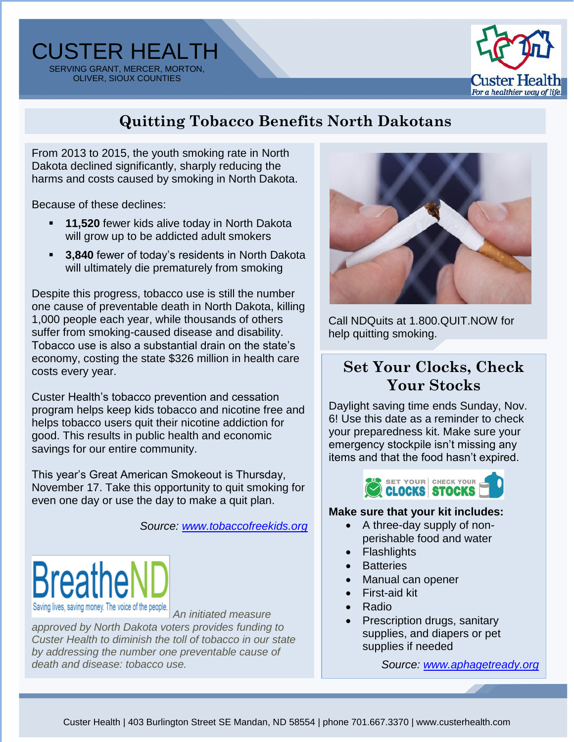# CUSTER HEALTH

SERVING GRANT, MERCER, MORTON, OLIVER, SIOUX COUNTIES

Custer Health
*For a healthier way of life.*

## Quitting Tobacco Benefits North Dakotans

From 2013 to 2015, the youth smoking rate in North Dakota declined significantly, sharply reducing the harms and costs caused by smoking in North Dakota.

Because of these declines:

- **11,520** fewer kids alive today in North Dakota will grow up to be addicted adult smokers
- **3,840** fewer of today's residents in North Dakota will ultimately die prematurely from smoking

Despite this progress, tobacco use is still the number one cause of preventable death in North Dakota, killing 1,000 people each year, while thousands of others suffer from smoking-caused disease and disability. Tobacco use is also a substantial drain on the state's economy, costing the state $326 million in health care costs every year.

Custer Health's tobacco prevention and cessation program helps keep kids tobacco and nicotine free and helps tobacco users quit their nicotine addiction for good. This results in public health and economic savings for our entire community.

This year's Great American Smokeout is Thursday, November 17. Take this opportunity to quit smoking for even one day or use the day to make a quit plan.

*Source: www.tobaccofreekids.org*

BreatheND
Saving lives, saving money. The voice of the people.

*An initiated measure approved by North Dakota voters provides funding to Custer Health to diminish the toll of tobacco in our state by addressing the number one preventable cause of death and disease: tobacco use.*

Call NDQuits at 1.800.QUIT.NOW for help quitting smoking.

## Set Your Clocks, Check Your Stocks

Daylight saving time ends Sunday, Nov. 6! Use this date as a reminder to check your preparedness kit. Make sure your emergency stockpile isn't missing any items and that the food hasn't expired.

SET YOUR CLOCKS | CHECK YOUR STOCKS

**Make sure that your kit includes:**

- A three-day supply of non-perishable food and water
- Flashlights
- Batteries
- Manual can opener
- First-aid kit
- Radio
- Prescription drugs, sanitary supplies, and diapers or pet supplies if needed

*Source: www.aphagetready.org*

Custer Health | 403 Burlington Street SE Mandan, ND 58554 | phone 701.667.3370 | www.custerhealth.com